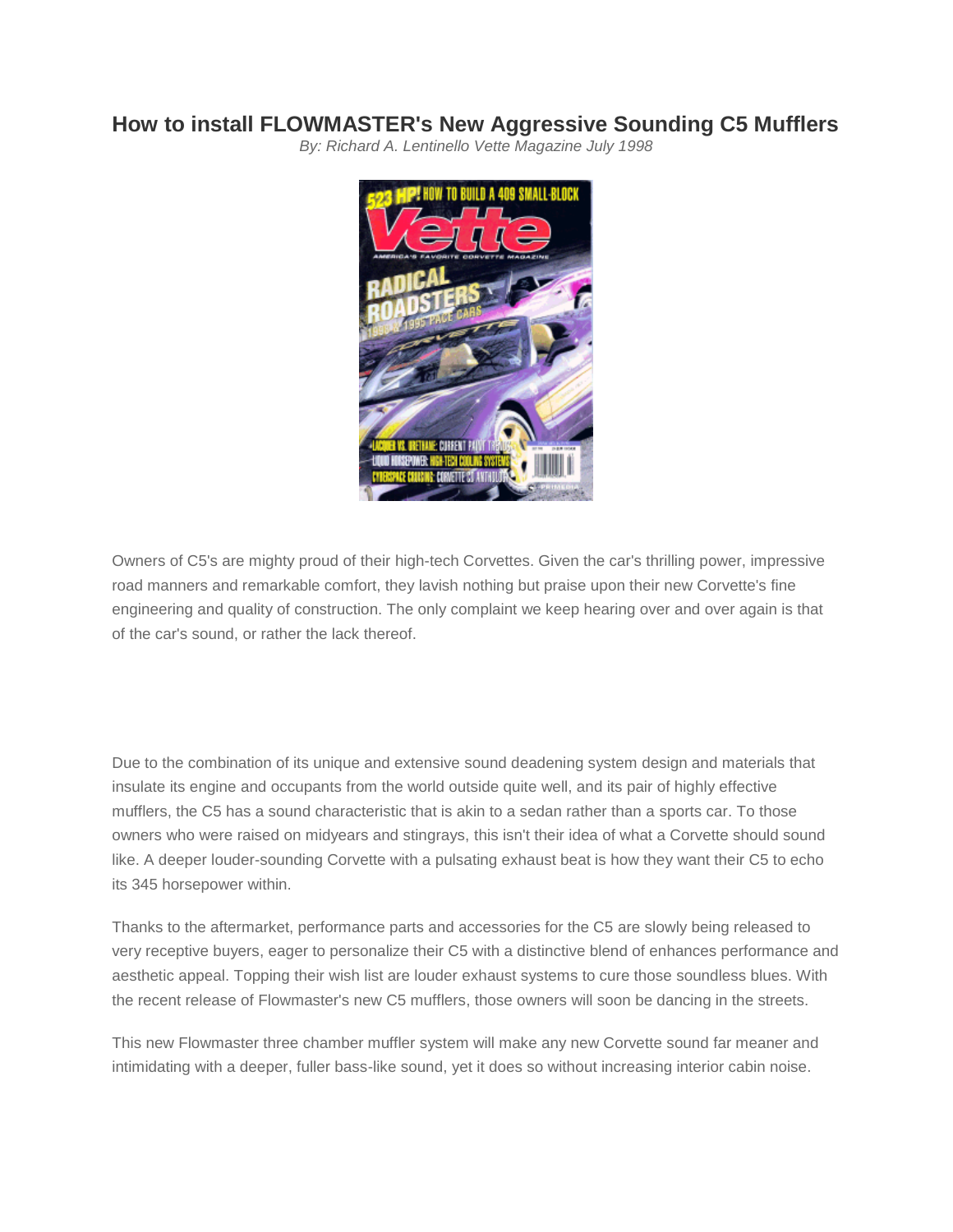# How to install FLOWMASTER's New Aggressive Sounding C5 Mufflers

*By: Richard A. Lentinello Vette Magazine July 1998*

Owners of C5's are mighty proud of their high-tech Corvettes. Given the car's thrilling power, impressive road manners and remarkable comfort, they lavish nothing but praise upon their new Corvette's fine engineering and quality of construction. The only complaint we keep hearing over and over again is that of the car's sound, or rather the lack thereof.

Due to the combination of its unique and extensive sound deadening system design and materials that insulate its engine and occupants from the world outside quite well, and its pair of highly effective mufflers, the C5 has a sound characteristic that is akin to a sedan rather than a sports car. To those owners who were raised on midyears and stingrays, this isn't their idea of what a Corvette should sound like. A deeper louder-sounding Corvette with a pulsating exhaust beat is how they want their C5 to echo its 345 horsepower within.

Thanks to the aftermarket, performance parts and accessories for the C5 are slowly being released to very receptive buyers, eager to personalize their C5 with a distinctive blend of enhances performance and aesthetic appeal. Topping their wish list are louder exhaust systems to cure those soundless blues. With the recent release of Flowmaster's new C5 mufflers, those owners will soon be dancing in the streets.

This new Flowmaster three chamber muffler system will make any new Corvette sound far meaner and intimidating with a deeper, fuller bass-like sound, yet it does so without increasing interior cabin noise.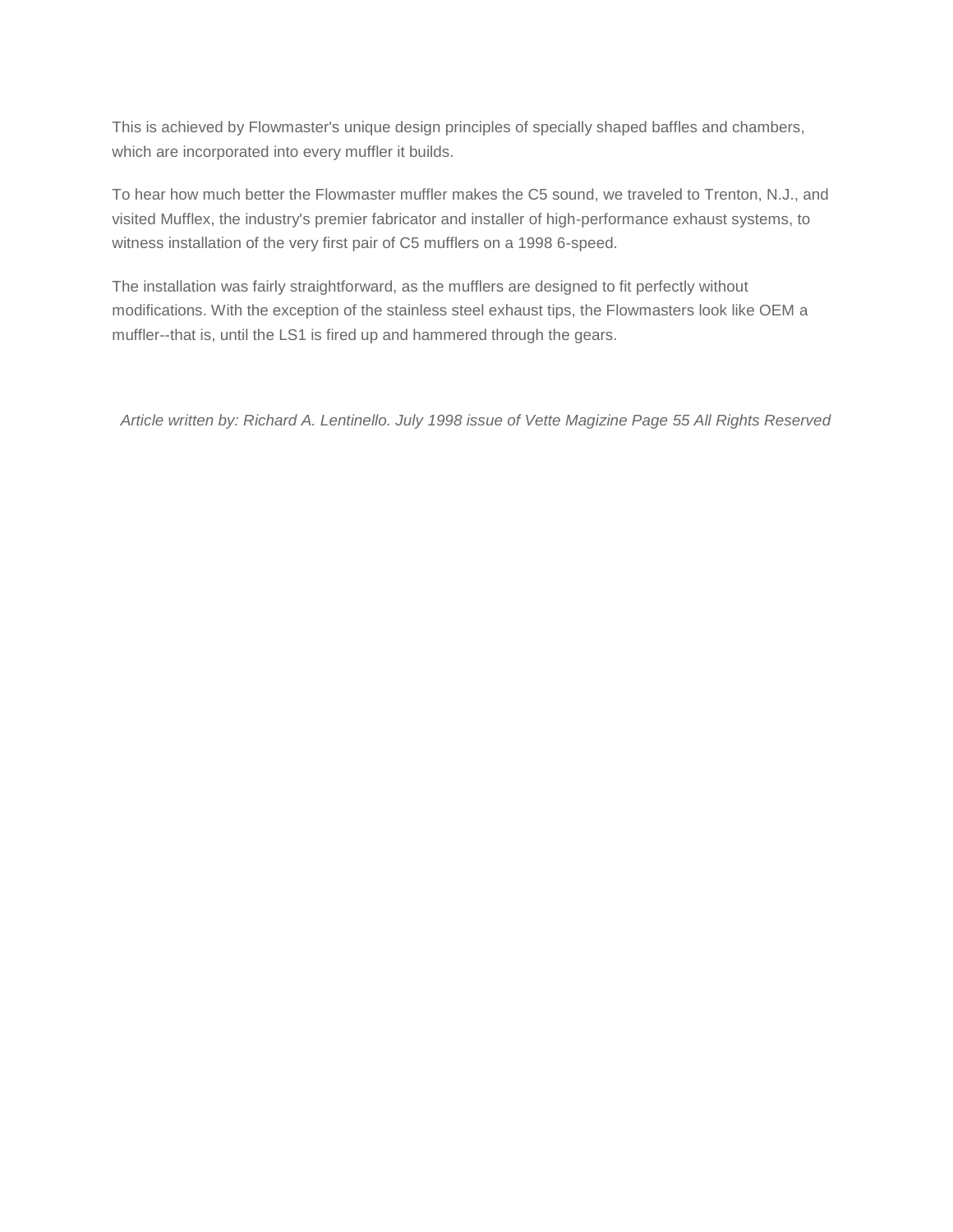This is achieved by Flowmaster's unique design principles of specially shaped baffles and chambers, which are incorporated into every muffler it builds.

To hear how much better the Flowmaster muffler makes the C5 sound, we traveled to Trenton, N.J., and visited Mufflex, the industry's premier fabricator and installer of high-performance exhaust systems, to witness installation of the very first pair of C5 mufflers on a 1998 6-speed.

The installation was fairly straightforward, as the mufflers are designed to fit perfectly without modifications. With the exception of the stainless steel exhaust tips, the Flowmasters look like OEM a muffler--that is, until the LS1 is fired up and hammered through the gears.

*Article written by: Richard A. Lentinello. July 1998 issue of Vette Magizine Page 55 All Rights Reserved*